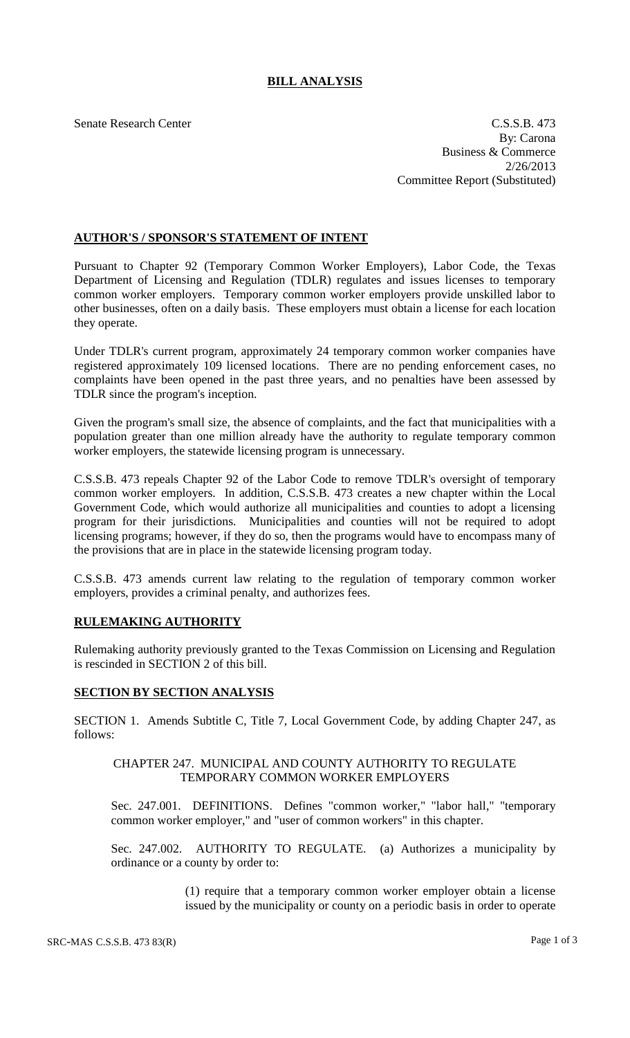# BILL ANALYSIS

Senate Research Center

C.S.S.B. 473
By: Carona
Business & Commerce
2/26/2013
Committee Report (Substituted)

## AUTHOR'S / SPONSOR'S STATEMENT OF INTENT

Pursuant to Chapter 92 (Temporary Common Worker Employers), Labor Code, the Texas Department of Licensing and Regulation (TDLR) regulates and issues licenses to temporary common worker employers. Temporary common worker employers provide unskilled labor to other businesses, often on a daily basis. These employers must obtain a license for each location they operate.

Under TDLR's current program, approximately 24 temporary common worker companies have registered approximately 109 licensed locations. There are no pending enforcement cases, no complaints have been opened in the past three years, and no penalties have been assessed by TDLR since the program's inception.

Given the program's small size, the absence of complaints, and the fact that municipalities with a population greater than one million already have the authority to regulate temporary common worker employers, the statewide licensing program is unnecessary.

C.S.S.B. 473 repeals Chapter 92 of the Labor Code to remove TDLR's oversight of temporary common worker employers. In addition, C.S.S.B. 473 creates a new chapter within the Local Government Code, which would authorize all municipalities and counties to adopt a licensing program for their jurisdictions. Municipalities and counties will not be required to adopt licensing programs; however, if they do so, then the programs would have to encompass many of the provisions that are in place in the statewide licensing program today.

C.S.S.B. 473 amends current law relating to the regulation of temporary common worker employers, provides a criminal penalty, and authorizes fees.

## RULEMAKING AUTHORITY

Rulemaking authority previously granted to the Texas Commission on Licensing and Regulation is rescinded in SECTION 2 of this bill.

## SECTION BY SECTION ANALYSIS

SECTION 1. Amends Subtitle C, Title 7, Local Government Code, by adding Chapter 247, as follows:

CHAPTER 247. MUNICIPAL AND COUNTY AUTHORITY TO REGULATE TEMPORARY COMMON WORKER EMPLOYERS

Sec. 247.001. DEFINITIONS. Defines "common worker," "labor hall," "temporary common worker employer," and "user of common workers" in this chapter.

Sec. 247.002. AUTHORITY TO REGULATE. (a) Authorizes a municipality by ordinance or a county by order to:

(1) require that a temporary common worker employer obtain a license issued by the municipality or county on a periodic basis in order to operate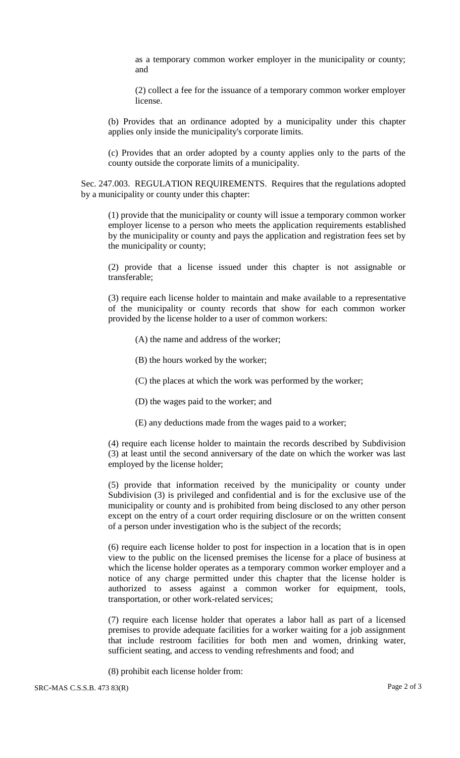as a temporary common worker employer in the municipality or county; and

(2) collect a fee for the issuance of a temporary common worker employer license.

(b) Provides that an ordinance adopted by a municipality under this chapter applies only inside the municipality's corporate limits.

(c) Provides that an order adopted by a county applies only to the parts of the county outside the corporate limits of a municipality.

Sec. 247.003. REGULATION REQUIREMENTS. Requires that the regulations adopted by a municipality or county under this chapter:

(1) provide that the municipality or county will issue a temporary common worker employer license to a person who meets the application requirements established by the municipality or county and pays the application and registration fees set by the municipality or county;

(2) provide that a license issued under this chapter is not assignable or transferable;

(3) require each license holder to maintain and make available to a representative of the municipality or county records that show for each common worker provided by the license holder to a user of common workers:

(A) the name and address of the worker;

(B) the hours worked by the worker;

(C) the places at which the work was performed by the worker;

(D) the wages paid to the worker; and

(E) any deductions made from the wages paid to a worker;

(4) require each license holder to maintain the records described by Subdivision (3) at least until the second anniversary of the date on which the worker was last employed by the license holder;

(5) provide that information received by the municipality or county under Subdivision (3) is privileged and confidential and is for the exclusive use of the municipality or county and is prohibited from being disclosed to any other person except on the entry of a court order requiring disclosure or on the written consent of a person under investigation who is the subject of the records;

(6) require each license holder to post for inspection in a location that is in open view to the public on the licensed premises the license for a place of business at which the license holder operates as a temporary common worker employer and a notice of any charge permitted under this chapter that the license holder is authorized to assess against a common worker for equipment, tools, transportation, or other work-related services;

(7) require each license holder that operates a labor hall as part of a licensed premises to provide adequate facilities for a worker waiting for a job assignment that include restroom facilities for both men and women, drinking water, sufficient seating, and access to vending refreshments and food; and

(8) prohibit each license holder from: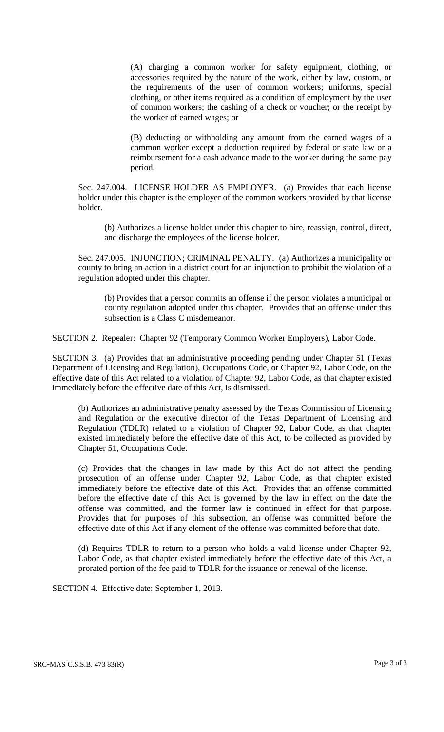(A) charging a common worker for safety equipment, clothing, or accessories required by the nature of the work, either by law, custom, or the requirements of the user of common workers; uniforms, special clothing, or other items required as a condition of employment by the user of common workers; the cashing of a check or voucher; or the receipt by the worker of earned wages; or

(B) deducting or withholding any amount from the earned wages of a common worker except a deduction required by federal or state law or a reimbursement for a cash advance made to the worker during the same pay period.

Sec. 247.004. LICENSE HOLDER AS EMPLOYER. (a) Provides that each license holder under this chapter is the employer of the common workers provided by that license holder.

(b) Authorizes a license holder under this chapter to hire, reassign, control, direct, and discharge the employees of the license holder.

Sec. 247.005. INJUNCTION; CRIMINAL PENALTY. (a) Authorizes a municipality or county to bring an action in a district court for an injunction to prohibit the violation of a regulation adopted under this chapter.

(b) Provides that a person commits an offense if the person violates a municipal or county regulation adopted under this chapter. Provides that an offense under this subsection is a Class C misdemeanor.

SECTION 2. Repealer: Chapter 92 (Temporary Common Worker Employers), Labor Code.

SECTION 3. (a) Provides that an administrative proceeding pending under Chapter 51 (Texas Department of Licensing and Regulation), Occupations Code, or Chapter 92, Labor Code, on the effective date of this Act related to a violation of Chapter 92, Labor Code, as that chapter existed immediately before the effective date of this Act, is dismissed.

(b) Authorizes an administrative penalty assessed by the Texas Commission of Licensing and Regulation or the executive director of the Texas Department of Licensing and Regulation (TDLR) related to a violation of Chapter 92, Labor Code, as that chapter existed immediately before the effective date of this Act, to be collected as provided by Chapter 51, Occupations Code.

(c) Provides that the changes in law made by this Act do not affect the pending prosecution of an offense under Chapter 92, Labor Code, as that chapter existed immediately before the effective date of this Act. Provides that an offense committed before the effective date of this Act is governed by the law in effect on the date the offense was committed, and the former law is continued in effect for that purpose. Provides that for purposes of this subsection, an offense was committed before the effective date of this Act if any element of the offense was committed before that date.

(d) Requires TDLR to return to a person who holds a valid license under Chapter 92, Labor Code, as that chapter existed immediately before the effective date of this Act, a prorated portion of the fee paid to TDLR for the issuance or renewal of the license.

SECTION 4. Effective date: September 1, 2013.